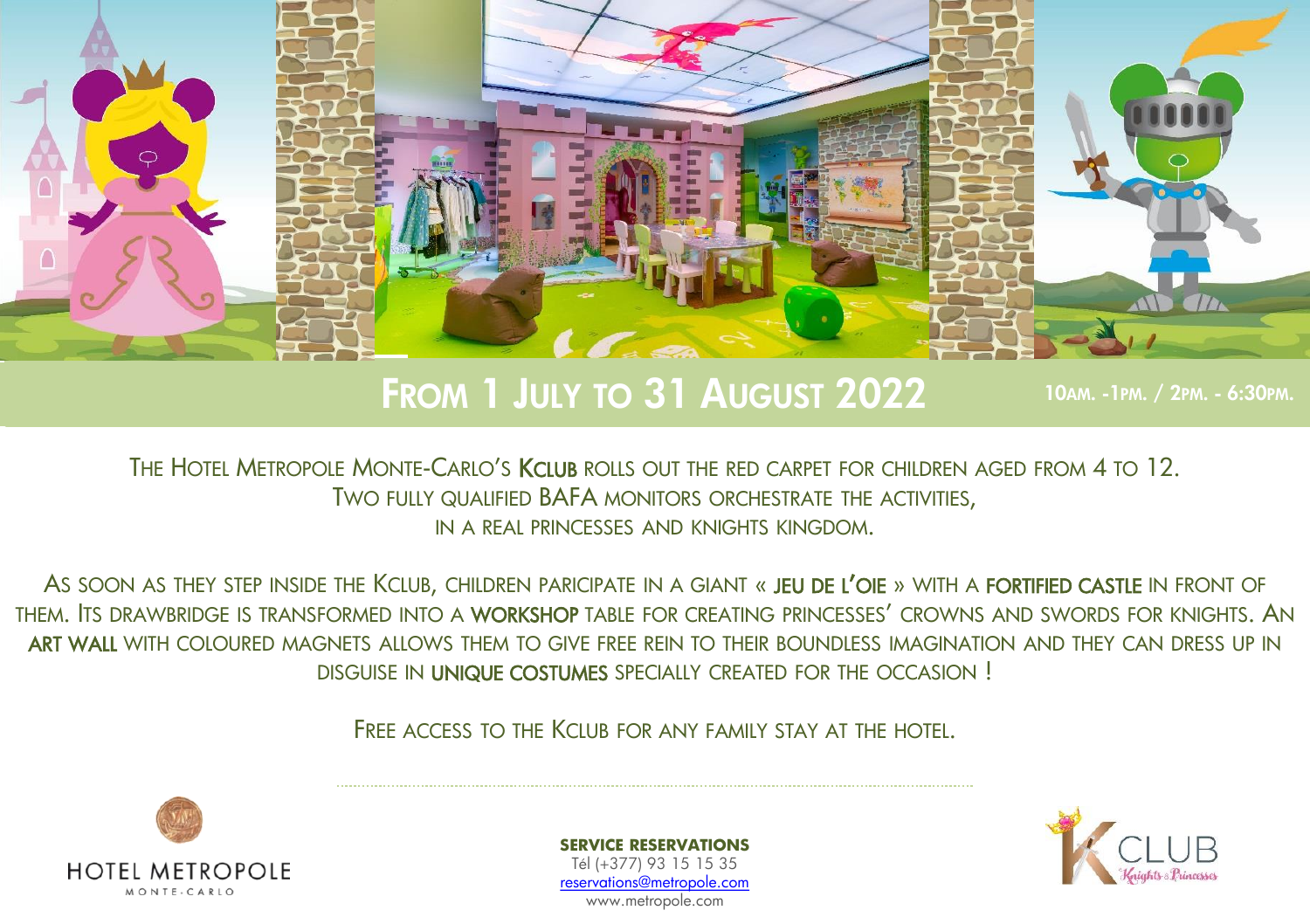## From 1 July to 31 August 2022

**10am. - 1pm. / 2pm. - 6:30pm.**

The Hotel Metropole Monte-Carlo's **KClub** rolls out the red carpet for children aged from 4 to 12.
Two fully qualified BAFA monitors orchestrate the activities,
in a real princesses and knights kingdom.

As soon as they step inside the KClub, children paricipate in a giant « **Jeu de l'oie** » with a **fortified castle** in front of them. Its drawbridge is transformed into a **workshop** table for creating princesses' crowns and swords for knights. An **art wall** with coloured magnets allows them to give free rein to their boundless imagination and they can dress up in disguise in **unique costumes** specially created for the occasion !

Free access to the KClub for any family stay at the hotel.

HOTEL METROPOLE
MONTE-CARLO

**SERVICE RESERVATIONS**
Tél (+377) 93 15 15 35
reservations@metropole.com
www.metropole.com

KCLUB
Knights & Princesses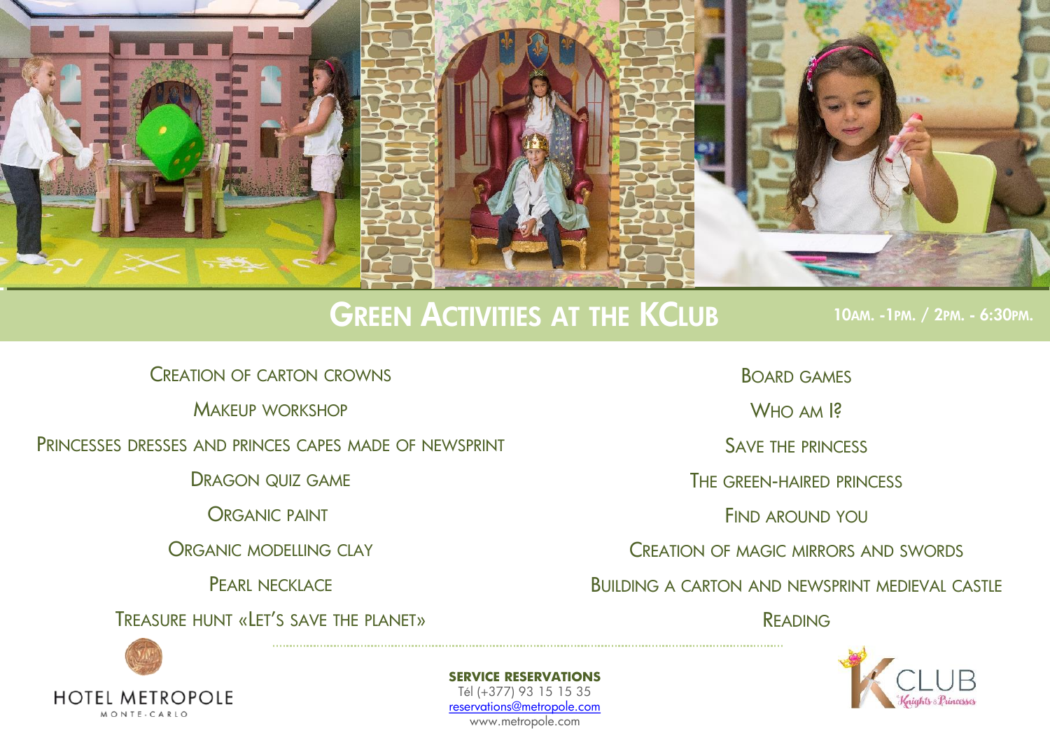## Green Activities at the KClub

**10am. -1pm. / 2pm. - 6:30pm.**

Creation of carton crowns

Makeup workshop

Princesses dresses and princes capes made of newsprint

Dragon quiz game

Organic paint

Organic modelling clay

Pearl necklace

Treasure hunt «Let's save the planet»

Board games

Who am I?

Save the princess

The green-haired princess

Find around you

Creation of magic mirrors and swords

Building a carton and newsprint medieval castle

Reading

HOTEL METROPOLE
MONTE-CARLO

**SERVICE RESERVATIONS**
Tél (+377) 93 15 15 35
reservations@metropole.com
www.metropole.com

KCLUB Knights & Princesses